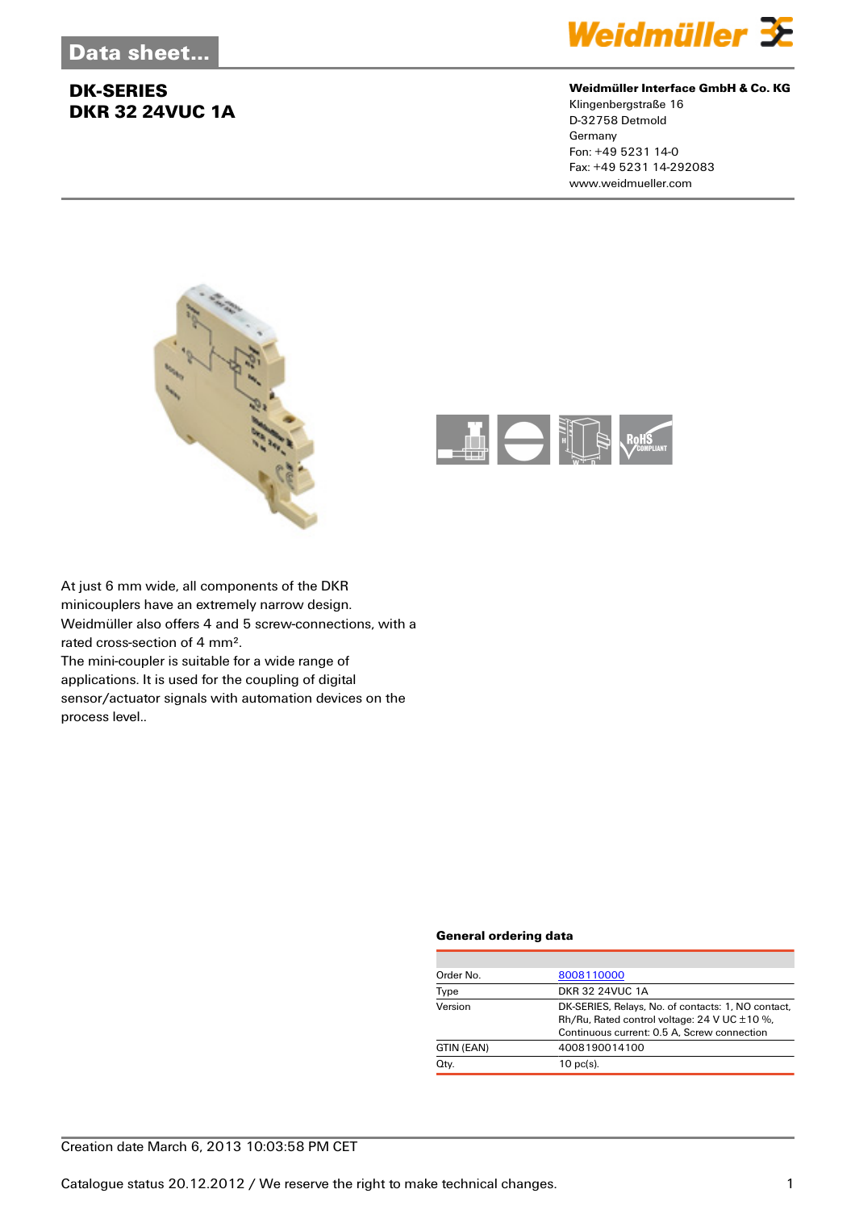# Data sheet...

## DK-SERIES
## DKR 32 24VUC 1A

**Weidmüller Interface GmbH & Co. KG**
Klingenbergstraße 16
D-32758 Detmold
Germany
Fon: +49 5231 14-0
Fax: +49 5231 14-292083
www.weidmueller.com

At just 6 mm wide, all components of the DKR minicouplers have an extremely narrow design. Weidmüller also offers 4 and 5 screw-connections, with a rated cross-section of 4 mm².
The mini-coupler is suitable for a wide range of applications. It is used for the coupling of digital sensor/actuator signals with automation devices on the process level..

### General ordering data

| | |
|---|---|
| Order No. | 8008110000 |
| Type | DKR 32 24VUC 1A |
| Version | DK-SERIES, Relays, No. of contacts: 1, NO contact, Rh/Ru, Rated control voltage: 24 V UC ±10 %, Continuous current: 0.5 A, Screw connection |
| GTIN (EAN) | 4008190014100 |
| Qty. | 10 pc(s). |

Creation date March 6, 2013 10:03:58 PM CET

Catalogue status 20.12.2012 / We reserve the right to make technical changes.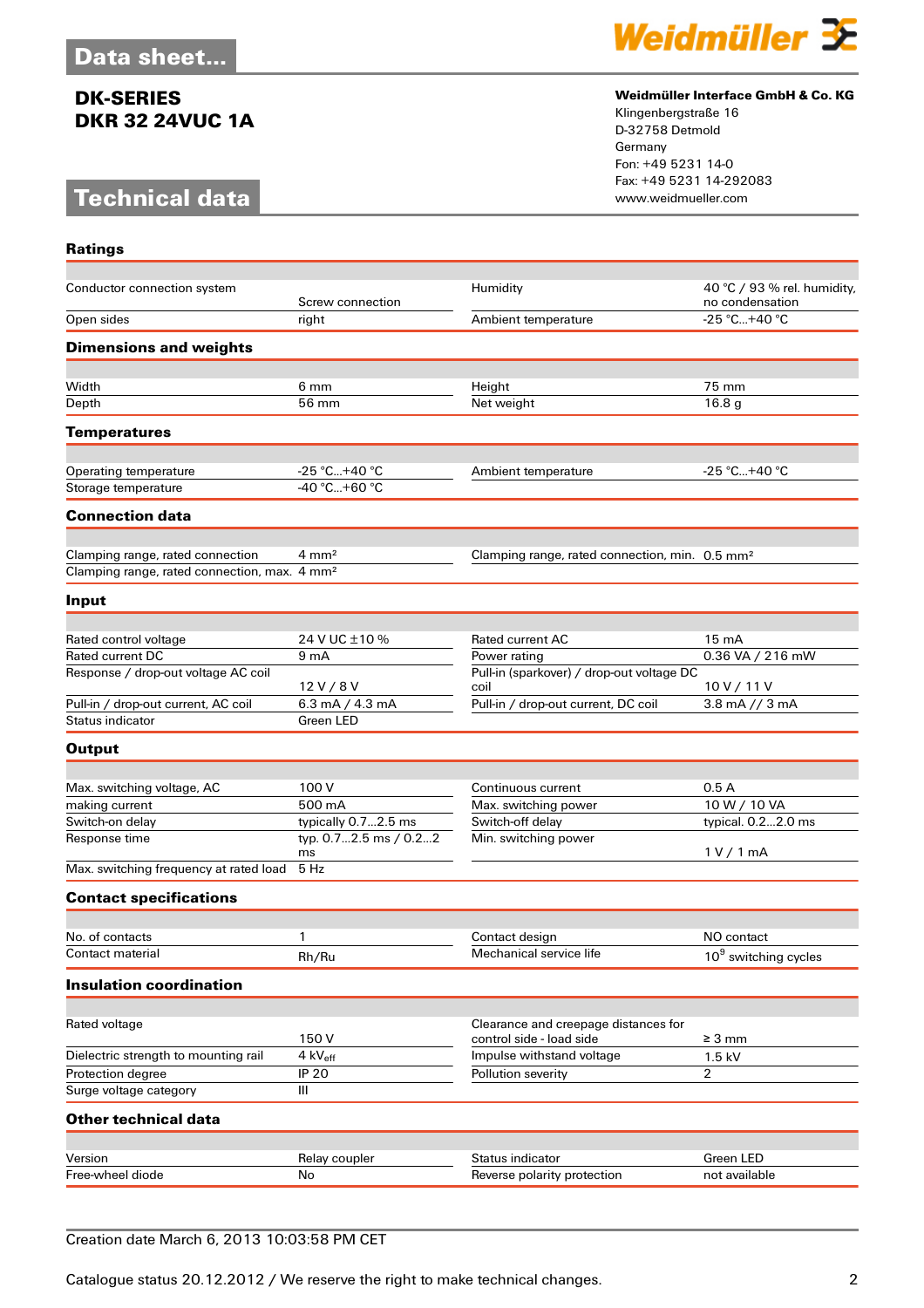# Data sheet...

## DK-SERIES
## DKR 32 24VUC 1A

**Weidmüller Interface GmbH & Co. KG**
Klingenbergstraße 16
D-32758 Detmold
Germany
Fon: +49 5231 14-0
Fax: +49 5231 14-292083
www.weidmueller.com

# Technical data

### Ratings

| | | | |
|---|---|---|---|
| Conductor connection system | Screw connection | Humidity | 40 °C / 93 % rel. humidity, no condensation |
| Open sides | right | Ambient temperature | -25 °C...+40 °C |

### Dimensions and weights

| | | | |
|---|---|---|---|
| Width | 6 mm | Height | 75 mm |
| Depth | 56 mm | Net weight | 16.8 g |

### Temperatures

| | | | |
|---|---|---|---|
| Operating temperature | -25 °C...+40 °C | Ambient temperature | -25 °C...+40 °C |
| Storage temperature | -40 °C...+60 °C | | |

### Connection data

| | | | |
|---|---|---|---|
| Clamping range, rated connection | 4 mm² | Clamping range, rated connection, min. | 0.5 mm² |
| Clamping range, rated connection, max. | 4 mm² | | |

### Input

| | | | |
|---|---|---|---|
| Rated control voltage | 24 V UC ±10 % | Rated current AC | 15 mA |
| Rated current DC | 9 mA | Power rating | 0.36 VA / 216 mW |
| Response / drop-out voltage AC coil | 12 V / 8 V | Pull-in (sparkover) / drop-out voltage DC coil | 10 V / 11 V |
| Pull-in / drop-out current, AC coil | 6.3 mA / 4.3 mA | Pull-in / drop-out current, DC coil | 3.8 mA // 3 mA |
| Status indicator | Green LED | | |

### Output

| | | | |
|---|---|---|---|
| Max. switching voltage, AC | 100 V | Continuous current | 0.5 A |
| making current | 500 mA | Max. switching power | 10 W / 10 VA |
| Switch-on delay | typically 0.7...2.5 ms | Switch-off delay | typical. 0.2...2.0 ms |
| Response time | typ. 0.7...2.5 ms / 0.2...2 ms | Min. switching power | 1 V / 1 mA |
| Max. switching frequency at rated load | 5 Hz | | |

### Contact specifications

| | | | |
|---|---|---|---|
| No. of contacts | 1 | Contact design | NO contact |
| Contact material | Rh/Ru | Mechanical service life | $10^9$ switching cycles |

### Insulation coordination

| | | | |
|---|---|---|---|
| Rated voltage | 150 V | Clearance and creepage distances for control side - load side | ≥ 3 mm |
| Dielectric strength to mounting rail | 4 $kV_{eff}$ | Impulse withstand voltage | 1.5 kV |
| Protection degree | IP 20 | Pollution severity | 2 |
| Surge voltage category | III | | |

### Other technical data

| | | | |
|---|---|---|---|
| Version | Relay coupler | Status indicator | Green LED |
| Free-wheel diode | No | Reverse polarity protection | not available |

Creation date March 6, 2013 10:03:58 PM CET

Catalogue status 20.12.2012 / We reserve the right to make technical changes.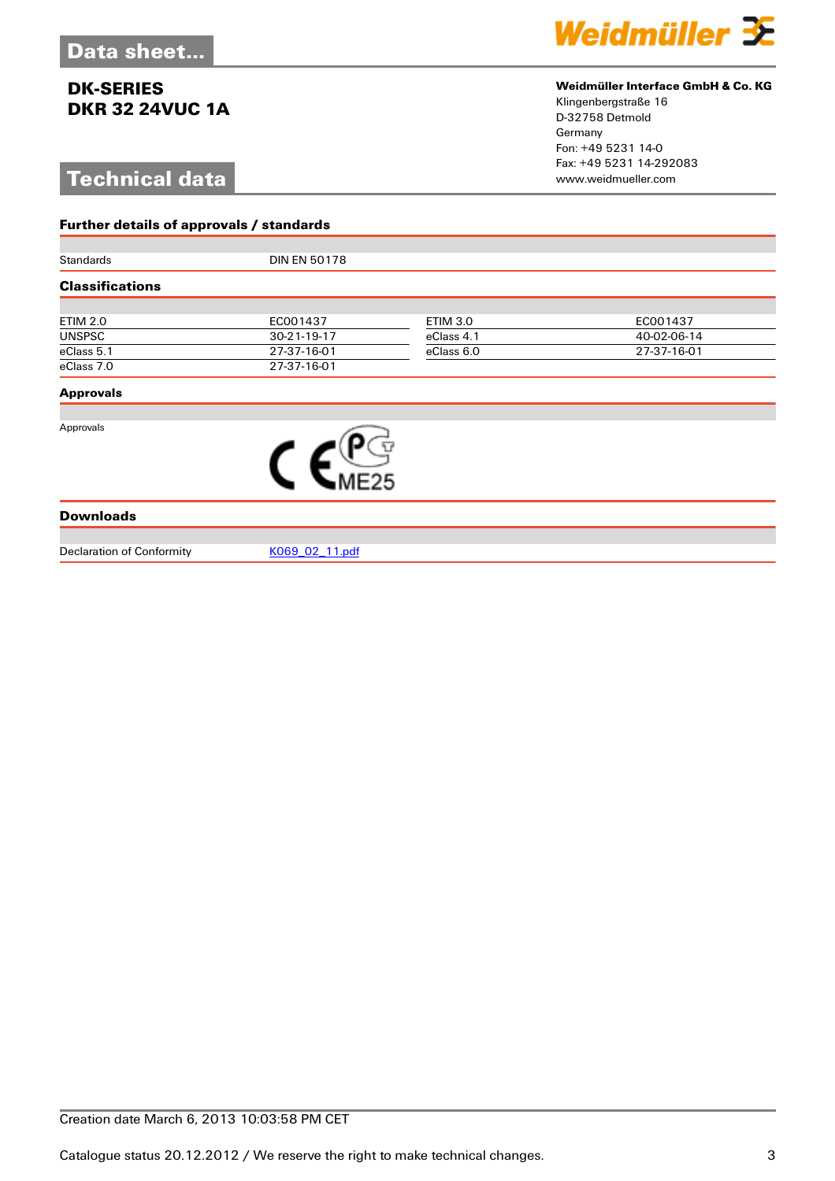# Data sheet...

**DK-SERIES**
**DKR 32 24VUC 1A**

**Weidmüller Interface GmbH & Co. KG**
Klingenbergstraße 16
D-32758 Detmold
Germany
Fon: +49 5231 14-0
Fax: +49 5231 14-292083
www.weidmueller.com

## Technical data

### Further details of approvals / standards

| | |
|---|---|
| Standards | DIN EN 50178 |

### Classifications

| | | | |
|---|---|---|---|
| ETIM 2.0 | EC001437 | ETIM 3.0 | EC001437 |
| UNSPSC | 30-21-19-17 | eClass 4.1 | 40-02-06-14 |
| eClass 5.1 | 27-37-16-01 | eClass 6.0 | 27-37-16-01 |
| eClass 7.0 | 27-37-16-01 | | |

### Approvals

| | |
|---|---|
| Approvals | CE, PC ME25 |

### Downloads

| | |
|---|---|
| Declaration of Conformity | K069_02_11.pdf |

Creation date March 6, 2013 10:03:58 PM CET

Catalogue status 20.12.2012 / We reserve the right to make technical changes.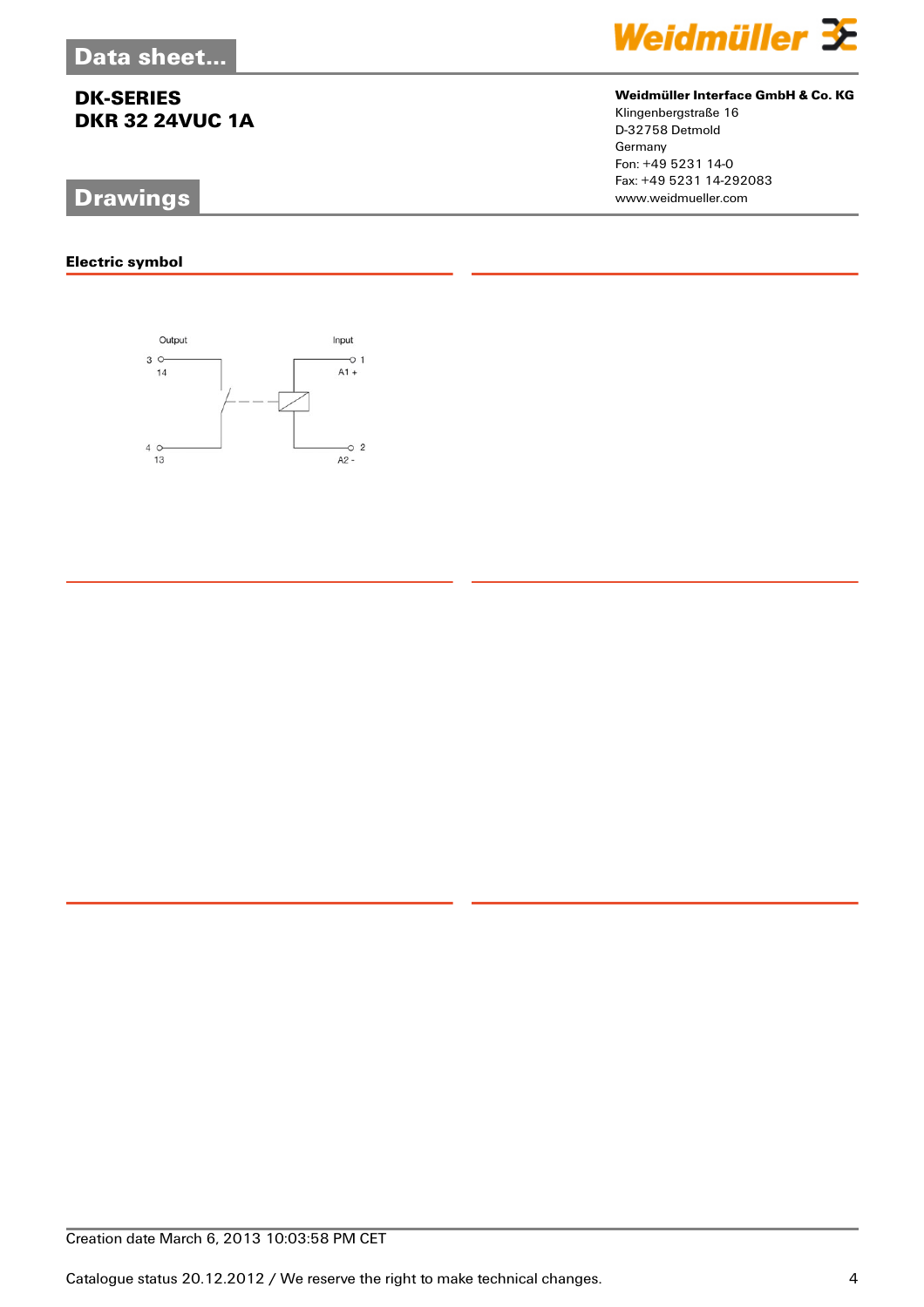Data sheet...

# DK-SERIES
# DKR 32 24VUC 1A

**Weidmüller Interface GmbH & Co. KG**
Klingenbergstraße 16
D-32758 Detmold
Germany
Fon: +49 5231 14-0
Fax: +49 5231 14-292083
www.weidmueller.com

## Drawings

### Electric symbol

Output
Input
3
14
1
A1 +
4
13
2
A2 -

Creation date March 6, 2013 10:03:58 PM CET

Catalogue status 20.12.2012 / We reserve the right to make technical changes.